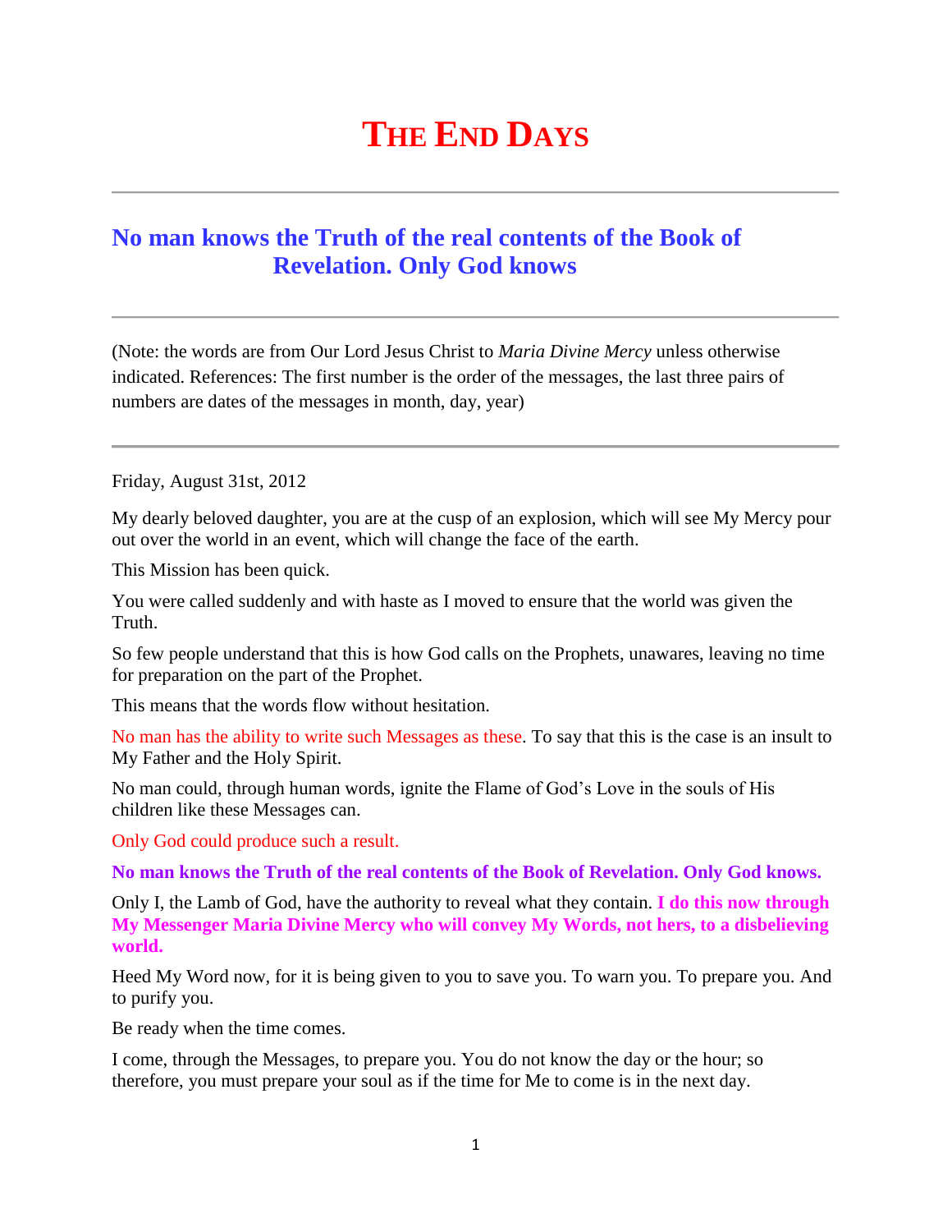# THE END DAYS

---

## No man knows the Truth of the real contents of the Book of Revelation. Only God knows

---

(Note: the words are from Our Lord Jesus Christ to *Maria Divine Mercy* unless otherwise indicated. References: The first number is the order of the messages, the last three pairs of numbers are dates of the messages in month, day, year)

---

Friday, August 31st, 2012

My dearly beloved daughter, you are at the cusp of an explosion, which will see My Mercy pour out over the world in an event, which will change the face of the earth.

This Mission has been quick.

You were called suddenly and with haste as I moved to ensure that the world was given the Truth.

So few people understand that this is how God calls on the Prophets, unawares, leaving no time for preparation on the part of the Prophet.

This means that the words flow without hesitation.

No man has the ability to write such Messages as these. To say that this is the case is an insult to My Father and the Holy Spirit.

No man could, through human words, ignite the Flame of God's Love in the souls of His children like these Messages can.

Only God could produce such a result.

**No man knows the Truth of the real contents of the Book of Revelation. Only God knows.**

Only I, the Lamb of God, have the authority to reveal what they contain. **I do this now through My Messenger Maria Divine Mercy who will convey My Words, not hers, to a disbelieving world.**

Heed My Word now, for it is being given to you to save you. To warn you. To prepare you. And to purify you.

Be ready when the time comes.

I come, through the Messages, to prepare you. You do not know the day or the hour; so therefore, you must prepare your soul as if the time for Me to come is in the next day.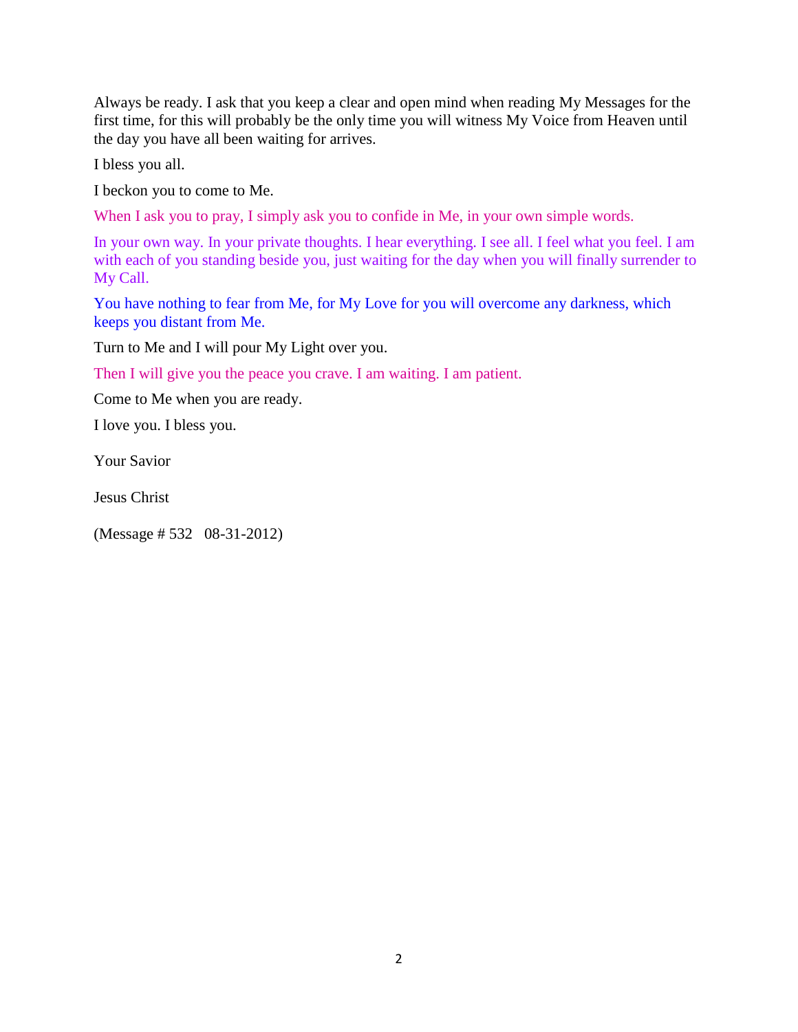Always be ready. I ask that you keep a clear and open mind when reading My Messages for the first time, for this will probably be the only time you will witness My Voice from Heaven until the day you have all been waiting for arrives.

I bless you all.

I beckon you to come to Me.

When I ask you to pray, I simply ask you to confide in Me, in your own simple words.

In your own way. In your private thoughts. I hear everything. I see all. I feel what you feel. I am with each of you standing beside you, just waiting for the day when you will finally surrender to My Call.

You have nothing to fear from Me, for My Love for you will overcome any darkness, which keeps you distant from Me.

Turn to Me and I will pour My Light over you.

Then I will give you the peace you crave. I am waiting. I am patient.

Come to Me when you are ready.

I love you. I bless you.

Your Savior

Jesus Christ

(Message # 532 08-31-2012)